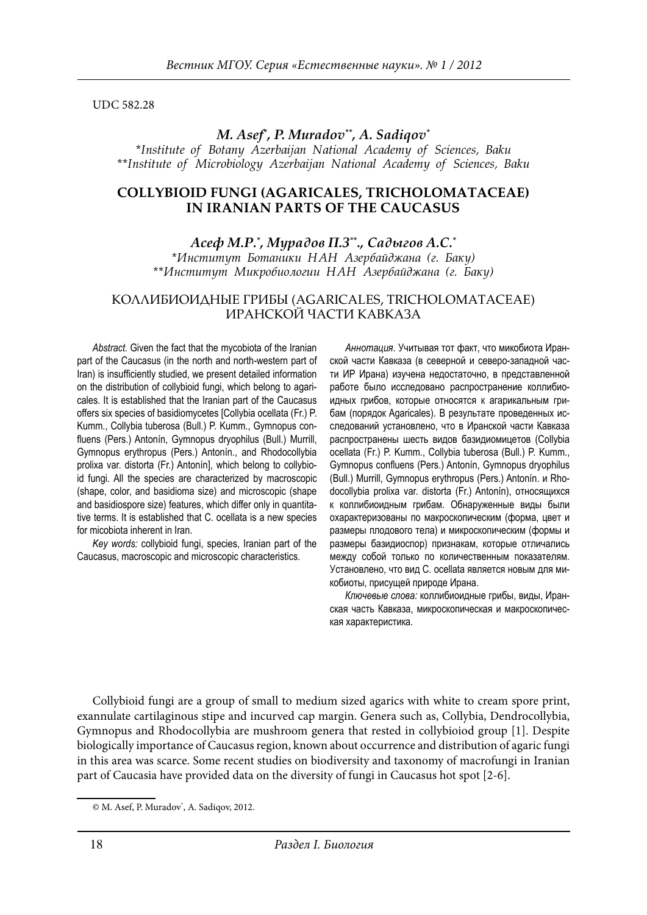UDC 582.28

***M. Asef*[*]*, P. Muradov*[**]*, A. Sadiqov*[*]**

*[*]Institute of Botany Azerbaijan National Academy of Sciences, Baku*
*[**]Institute of Microbiology Azerbaijan National Academy of Sciences, Baku*

# COLLYBIOID FUNGI (AGARICALES, TRICHOLOMATACEAE) IN IRANIAN PARTS OF THE CAUCASUS

***Асеф М.Р.*[*]*, Мурадов П.З*[**]*., Садыгов А.С.*[*]**

*[*]Институт Ботаники НАН Азербайджана (г. Баку)*
*[**]Институт Микробиологии НАН Азербайджана (г. Баку)*

# КОЛЛИБИОИДНЫЕ ГРИБЫ (AGARICALES, TRICHOLOMATACEAE) ИРАНСКОЙ ЧАСТИ КАВКАЗА

*Abstract.* Given the fact that the mycobiota of the Iranian part of the Caucasus (in the north and north-western part of Iran) is insufficiently studied, we present detailed information on the distribution of collybioid fungi, which belong to agaricales. It is established that the Iranian part of the Caucasus offers six species of basidiomycetes [Collybia ocellata (Fr.) P. Kumm., Collybia tuberosa (Bull.) P. Kumm., Gymnopus confluens (Pers.) Antonín, Gymnopus dryophilus (Bull.) Murrill, Gymnopus erythropus (Pers.) Antonín., and Rhodocollybia prolixa var. distorta (Fr.) Antonín], which belong to collybioid fungi. All the species are characterized by macroscopic (shape, color, and basidioma size) and microscopic (shape and basidiospore size) features, which differ only in quantitative terms. It is established that C. ocellata is a new species for micobiota inherent in Iran.

*Key words:* collybioid fungi, species, Iranian part of the Caucasus, macroscopic and microscopic characteristics.

*Аннотация.* Учитывая тот факт, что микобиота Иранской части Кавказа (в северной и северо-западной части ИР Ирана) изучена недостаточно, в представленной работе было исследовано распространение коллибиоидных грибов, которые относятся к агарикальным грибам (порядок Agaricales). В результате проведенных исследований установлено, что в Иранской части Кавказа распространены шесть видов базидиомицетов (Collybia ocellata (Fr.) P. Kumm., Collybia tuberosa (Bull.) P. Kumm., Gymnopus confluens (Pers.) Antonín, Gymnopus dryophilus (Bull.) Murrill, Gymnopus erythropus (Pers.) Antonín. и Rhodocollybia prolixa var. distorta (Fr.) Antonín), относящихся к коллибиоидным грибам. Обнаруженные виды были охарактеризованы по макроскопическим (форма, цвет и размеры плодового тела) и микроскопическим (формы и размеры базидиоспор) признакам, которые отличались между собой только по количественным показателям. Установлено, что вид C. ocellata является новым для микобиоты, присущей природе Ирана.

*Ключевые слова:* коллибиоидные грибы, виды, Иранская часть Кавказа, микроскопическая и макроскопическая характеристика.

Collybioid fungi are a group of small to medium sized agarics with white to cream spore print, exannulate cartilaginous stipe and incurved cap margin. Genera such as, Collybia, Dendrocollybia, Gymnopus and Rhodocollybia are mushroom genera that rested in collybioiod group [1]. Despite biologically importance of Caucasus region, known about occurrence and distribution of agaric fungi in this area was scarce. Some recent studies on biodiversity and taxonomy of macrofungi in Iranian part of Caucasia have provided data on the diversity of fungi in Caucasus hot spot [2-6].

© M. Asef, P. Muradov*, A. Sadiqov, 2012.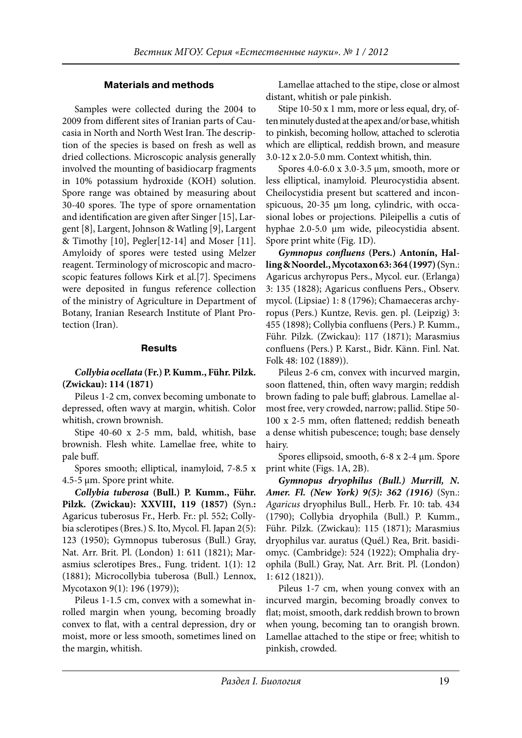## Materials and methods

Samples were collected during the 2004 to 2009 from different sites of Iranian parts of Caucasia in North and North West Iran. The description of the species is based on fresh as well as dried collections. Microscopic analysis generally involved the mounting of basidiocarp fragments in 10% potassium hydroxide (KOH) solution. Spore range was obtained by measuring about 30-40 spores. The type of spore ornamentation and identification are given after Singer [15], Largent [8], Largent, Johnson & Watling [9], Largent & Timothy [10], Pegler[12-14] and Moser [11]. Amyloidy of spores were tested using Melzer reagent. Terminology of microscopic and macroscopic features follows Kirk et al.[7]. Specimens were deposited in fungus reference collection of the ministry of Agriculture in Department of Botany, Iranian Research Institute of Plant Protection (Iran).

## Results

***Collybia ocellata*** **(Fr.) P. Kumm., Führ. Pilzk. (Zwickau): 114 (1871)**

Pileus 1-2 cm, convex becoming umbonate to depressed, often wavy at margin, whitish. Color whitish, crown brownish.

Stipe 40-60 x 2-5 mm, bald, whitish, base brownish. Flesh white. Lamellae free, white to pale buff.

Spores smooth; elliptical, inamyloid, 7-8.5 x 4.5-5 μm. Spore print white.

***Collybia tuberosa*** **(Bull.) P. Kumm., Führ. Pilzk. (Zwickau): XXVIII, 119 (1857)** (Syn.: Agaricus tuberosus Fr., Herb. Fr.: pl. 552; Collybia sclerotipes (Bres.) S. Ito, Mycol. Fl. Japan 2(5): 123 (1950); Gymnopus tuberosus (Bull.) Gray, Nat. Arr. Brit. Pl. (London) 1: 611 (1821); Marasmius sclerotipes Bres., Fung. trident. 1(1): 12 (1881); Microcollybia tuberosa (Bull.) Lennox, Mycotaxon 9(1): 196 (1979));

Pileus 1-1.5 cm, convex with a somewhat inrolled margin when young, becoming broadly convex to flat, with a central depression, dry or moist, more or less smooth, sometimes lined on the margin, whitish.

Lamellae attached to the stipe, close or almost distant, whitish or pale pinkish.

Stipe 10-50 x 1 mm, more or less equal, dry, often minutely dusted at the apex and/or base, whitish to pinkish, becoming hollow, attached to sclerotia which are elliptical, reddish brown, and measure 3.0-12 x 2.0-5.0 mm. Context whitish, thin.

Spores 4.0-6.0 x 3.0-3.5 μm, smooth, more or less elliptical, inamyloid. Pleurocystidia absent. Cheilocystidia present but scattered and inconspicuous, 20-35 μm long, cylindric, with occasional lobes or projections. Pileipellis a cutis of hyphae 2.0-5.0 μm wide, pileocystidia absent. Spore print white (Fig. 1D).

***Gymnopus confluens*** **(Pers.) Antonín, Halling & Noordel., Mycotaxon 63: 364 (1997)** (Syn.: Agaricus archyropus Pers., Mycol. eur. (Erlanga) 3: 135 (1828); Agaricus confluens Pers., Observ. mycol. (Lipsiae) 1: 8 (1796); Chamaeceras archyropus (Pers.) Kuntze, Revis. gen. pl. (Leipzig) 3: 455 (1898); Collybia confluens (Pers.) P. Kumm., Führ. Pilzk. (Zwickau): 117 (1871); Marasmius confluens (Pers.) P. Karst., Bidr. Känn. Finl. Nat. Folk 48: 102 (1889)).

Pileus 2-6 cm, convex with incurved margin, soon flattened, thin, often wavy margin; reddish brown fading to pale buff; glabrous. Lamellae almost free, very crowded, narrow; pallid. Stipe 50-100 x 2-5 mm, often flattened; reddish beneath a dense whitish pubescence; tough; base densely hairy.

Spores ellipsoid, smooth, 6-8 x 2-4 μm. Spore print white (Figs. 1A, 2B).

***Gymnopus dryophilus (Bull.) Murrill, N. Amer. Fl. (New York) 9(5): 362 (1916)*** (Syn.: *Agaricus* dryophilus Bull., Herb. Fr. 10: tab. 434 (1790); Collybia dryophila (Bull.) P. Kumm., Führ. Pilzk. (Zwickau): 115 (1871); Marasmius dryophilus var. auratus (Quél.) Rea, Brit. basidiomyc. (Cambridge): 524 (1922); Omphalia dryophila (Bull.) Gray, Nat. Arr. Brit. Pl. (London) 1: 612 (1821)).

Pileus 1-7 cm, when young convex with an incurved margin, becoming broadly convex to flat; moist, smooth, dark reddish brown to brown when young, becoming tan to orangish brown. Lamellae attached to the stipe or free; whitish to pinkish, crowded.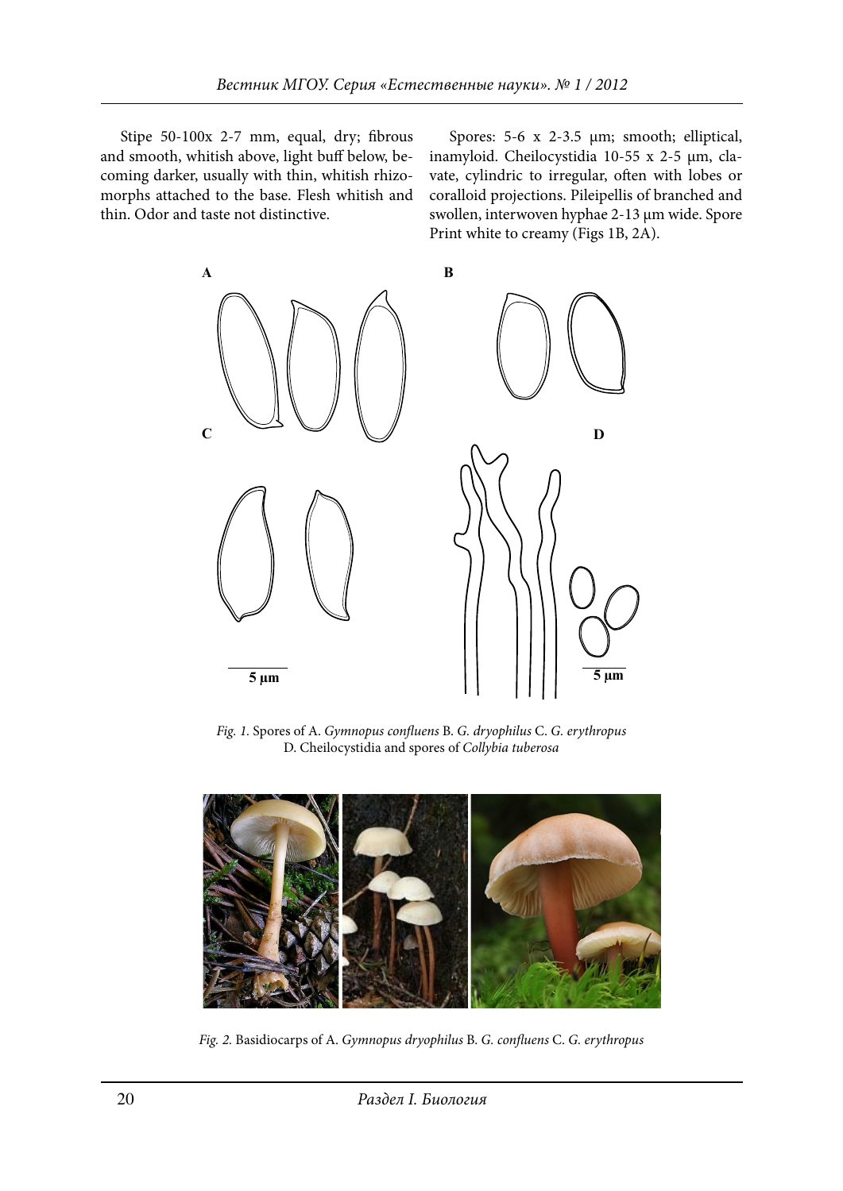Stipe 50-100x 2-7 mm, equal, dry; fibrous and smooth, whitish above, light buff below, becoming darker, usually with thin, whitish rhizomorphs attached to the base. Flesh whitish and thin. Odor and taste not distinctive.

Spores: 5-6 x 2-3.5 μm; smooth; elliptical, inamyloid. Cheilocystidia 10-55 x 2-5 μm, clavate, cylindric to irregular, often with lobes or coralloid projections. Pileipellis of branched and swollen, interwoven hyphae 2-13 μm wide. Spore Print white to creamy (Figs 1B, 2A).

*Fig. 1.* Spores of A. *Gymnopus confluens* B. *G. dryophilus* C. *G. erythropus* D. Cheilocystidia and spores of *Collybia tuberosa*

*Fig. 2.* Basidiocarps of A. *Gymnopus dryophilus* B. *G. confluens* C. *G. erythropus*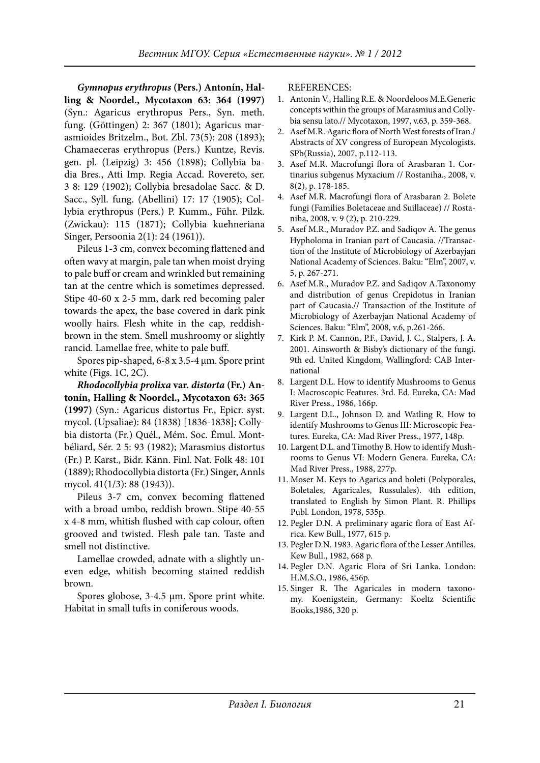***Gymnopus erythropus*** **(Pers.) Antonín, Halling & Noordel., Mycotaxon 63: 364 (1997)** (Syn.: Agaricus erythropus Pers., Syn. meth. fung. (Göttingen) 2: 367 (1801); Agaricus marasmioides Britzelm., Bot. Zbl. 73(5): 208 (1893); Chamaeceras erythropus (Pers.) Kuntze, Revis. gen. pl. (Leipzig) 3: 456 (1898); Collybia badia Bres., Atti Imp. Regia Accad. Rovereto, ser. 3 8: 129 (1902); Collybia bresadolae Sacc. & D. Sacc., Syll. fung. (Abellini) 17: 17 (1905); Collybia erythropus (Pers.) P. Kumm., Führ. Pilzk. (Zwickau): 115 (1871); Collybia kuehneriana Singer, Persoonia 2(1): 24 (1961)).

Pileus 1-3 cm, convex becoming flattened and often wavy at margin, pale tan when moist drying to pale buff or cream and wrinkled but remaining tan at the centre which is sometimes depressed. Stipe 40-60 x 2-5 mm, dark red becoming paler towards the apex, the base covered in dark pink woolly hairs. Flesh white in the cap, reddish-brown in the stem. Smell mushroomy or slightly rancid. Lamellae free, white to pale buff.

Spores pip-shaped, 6-8 x 3.5-4 µm. Spore print white (Figs. 1C, 2C).

***Rhodocollybia prolixa*** **var.** ***distorta*** **(Fr.) Antonín, Halling & Noordel., Mycotaxon 63: 365 (1997)** (Syn.: Agaricus distortus Fr., Epicr. syst. mycol. (Upsaliae): 84 (1838) [1836-1838]; Collybia distorta (Fr.) Quél., Mém. Soc. Émul. Montbéliard, Sér. 2 5: 93 (1982); Marasmius distortus (Fr.) P. Karst., Bidr. Känn. Finl. Nat. Folk 48: 101 (1889); Rhodocollybia distorta (Fr.) Singer, Annls mycol. 41(1/3): 88 (1943)).

Pileus 3-7 cm, convex becoming flattened with a broad umbo, reddish brown. Stipe 40-55 x 4-8 mm, whitish flushed with cap colour, often grooved and twisted. Flesh pale tan. Taste and smell not distinctive.

Lamellae crowded, adnate with a slightly uneven edge, whitish becoming stained reddish brown.

Spores globose, 3-4.5 µm. Spore print white. Habitat in small tufts in coniferous woods.

REFERENCES:

1. Antonin V., Halling R.E. & Noordeloos M.E.Generic concepts within the groups of Marasmius and Collybia sensu lato.// Mycotaxon, 1997, v.63, p. 359-368.
2. Asef M.R. Agaric flora of North West forests of Iran./ Abstracts of XV congress of European Mycologists. SPb(Russia), 2007, p.112-113.
3. Asef M.R. Macrofungi flora of Arasbaran 1. Cortinarius subgenus Myxacium // Rostaniha., 2008, v. 8(2), p. 178-185.
4. Asef M.R. Macrofungi flora of Arasbaran 2. Bolete fungi (Families Boletaceae and Suillaceae) // Rostaniha, 2008, v. 9 (2), p. 210-229.
5. Asef M.R., Muradov P.Z. and Sadiqov A. The genus Hypholoma in Iranian part of Caucasia. //Transaction of the Institute of Microbiology of Azerbayjan National Academy of Sciences. Baku: "Elm", 2007, v. 5, p. 267-271.
6. Asef M.R., Muradov P.Z. and Sadiqov A.Taxonomy and distribution of genus Crepidotus in Iranian part of Caucasia.// Transaction of the Institute of Microbiology of Azerbayjan National Academy of Sciences. Baku: "Elm", 2008, v.6, p.261-266.
7. Kirk P. M. Cannon, P.F., David, J. C., Stalpers, J. A. 2001. Ainsworth & Bisby's dictionary of the fungi. 9th ed. United Kingdom, Wallingford: CAB International
8. Largent D.L. How to identify Mushrooms to Genus I: Macroscopic Features. 3rd. Ed. Eureka, CA: Mad River Press., 1986, 166p.
9. Largent D.L., Johnson D. and Watling R. How to identify Mushrooms to Genus III: Microscopic Features. Eureka, CA: Mad River Press., 1977, 148p.
10. Largent D.L. and Timothy B. How to identify Mushrooms to Genus VI: Modern Genera. Eureka, CA: Mad River Press., 1988, 277p.
11. Moser M. Keys to Agarics and boleti (Polyporales, Boletales, Agaricales, Russulales). 4th edition, translated to English by Simon Plant. R. Phillips Publ. London, 1978, 535p.
12. Pegler D.N. A preliminary agaric flora of East Africa. Kew Bull., 1977, 615 p.
13. Pegler D.N. 1983. Agaric flora of the Lesser Antilles. Kew Bull., 1982, 668 p.
14. Pegler D.N. Agaric Flora of Sri Lanka. London: H.M.S.O., 1986, 456p.
15. Singer R. The Agaricales in modern taxonomy. Koenigstein, Germany: Koeltz Scientific Books,1986, 320 p.